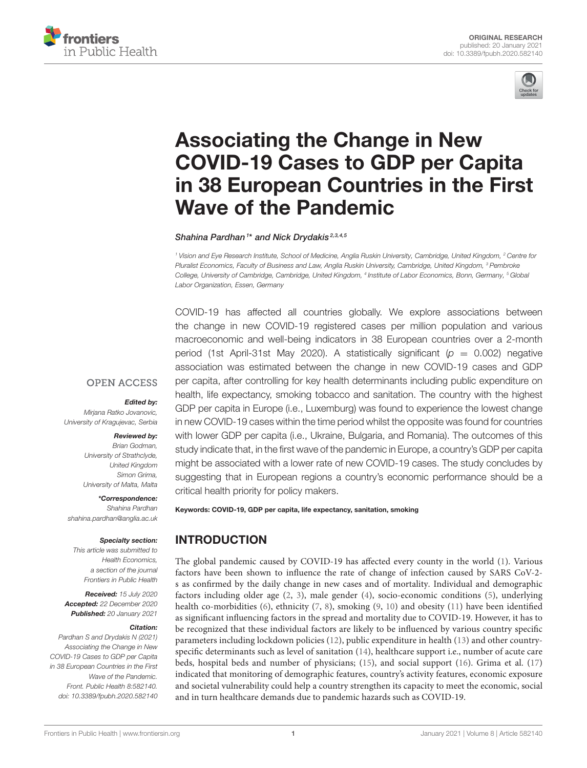ORIGINAL RESEARCH
published: 20 January 2021
doi: 10.3389/fpubh.2020.582140

# Associating the Change in New COVID-19 Cases to GDP per Capita in 38 European Countries in the First Wave of the Pandemic

*Shahina Pardhan[1]\* and Nick Drydakis[2,3,4,5]*

[1] Vision and Eye Research Institute, School of Medicine, Anglia Ruskin University, Cambridge, United Kingdom, [2] Centre for Pluralist Economics, Faculty of Business and Law, Anglia Ruskin University, Cambridge, United Kingdom, [3] Pembroke College, University of Cambridge, Cambridge, United Kingdom, [4] Institute of Labor Economics, Bonn, Germany, [5] Global Labor Organization, Essen, Germany

COVID-19 has affected all countries globally. We explore associations between the change in new COVID-19 registered cases per million population and various macroeconomic and well-being indicators in 38 European countries over a 2-month period (1st April-31st May 2020). A statistically significant ($p = 0.002$) negative association was estimated between the change in new COVID-19 cases and GDP per capita, after controlling for key health determinants including public expenditure on health, life expectancy, smoking tobacco and sanitation. The country with the highest GDP per capita in Europe (i.e., Luxemburg) was found to experience the lowest change in new COVID-19 cases within the time period whilst the opposite was found for countries with lower GDP per capita (i.e., Ukraine, Bulgaria, and Romania). The outcomes of this study indicate that, in the first wave of the pandemic in Europe, a country's GDP per capita might be associated with a lower rate of new COVID-19 cases. The study concludes by suggesting that in European regions a country's economic performance should be a critical health priority for policy makers.

**Keywords: COVID-19, GDP per capita, life expectancy, sanitation, smoking**

OPEN ACCESS

***Edited by:***
*Mirjana Ratko Jovanovic, University of Kragujevac, Serbia*

***Reviewed by:***
*Brian Godman, University of Strathclyde, United Kingdom*
*Simon Grima, University of Malta, Malta*

***\*Correspondence:***
*Shahina Pardhan*
*shahina.pardhan@anglia.ac.uk*

***Specialty section:***
*This article was submitted to Health Economics, a section of the journal Frontiers in Public Health*

***Received:*** *15 July 2020*
***Accepted:*** *22 December 2020*
***Published:*** *20 January 2021*

***Citation:***
*Pardhan S and Drydakis N (2021) Associating the Change in New COVID-19 Cases to GDP per Capita in 38 European Countries in the First Wave of the Pandemic. Front. Public Health 8:582140. doi: 10.3389/fpubh.2020.582140*

## INTRODUCTION

The global pandemic caused by COVID-19 has affected every county in the world (1). Various factors have been shown to influence the rate of change of infection caused by SARS CoV-2-s as confirmed by the daily change in new cases and of mortality. Individual and demographic factors including older age (2, 3), male gender (4), socio-economic conditions (5), underlying health co-morbidities (6), ethnicity (7, 8), smoking (9, 10) and obesity (11) have been identified as significant influencing factors in the spread and mortality due to COVID-19. However, it has to be recognized that these individual factors are likely to be influenced by various country specific parameters including lockdown policies (12), public expenditure in health (13) and other country-specific determinants such as level of sanitation (14), healthcare support i.e., number of acute care beds, hospital beds and number of physicians; (15), and social support (16). Grima et al. (17) indicated that monitoring of demographic features, country's activity features, economic exposure and societal vulnerability could help a country strengthen its capacity to meet the economic, social and in turn healthcare demands due to pandemic hazards such as COVID-19.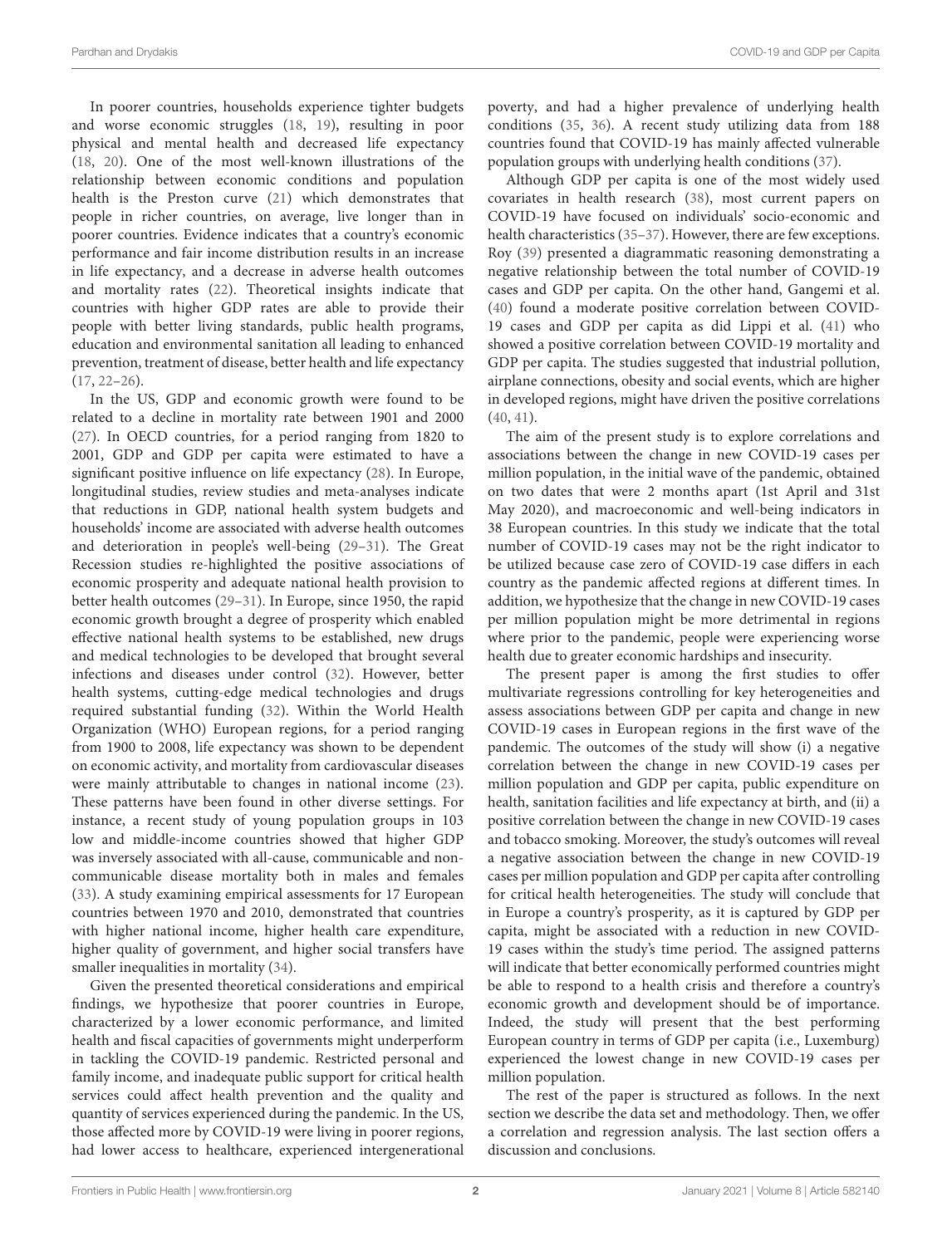In poorer countries, households experience tighter budgets and worse economic struggles (18, 19), resulting in poor physical and mental health and decreased life expectancy (18, 20). One of the most well-known illustrations of the relationship between economic conditions and population health is the Preston curve (21) which demonstrates that people in richer countries, on average, live longer than in poorer countries. Evidence indicates that a country's economic performance and fair income distribution results in an increase in life expectancy, and a decrease in adverse health outcomes and mortality rates (22). Theoretical insights indicate that countries with higher GDP rates are able to provide their people with better living standards, public health programs, education and environmental sanitation all leading to enhanced prevention, treatment of disease, better health and life expectancy (17, 22–26).

In the US, GDP and economic growth were found to be related to a decline in mortality rate between 1901 and 2000 (27). In OECD countries, for a period ranging from 1820 to 2001, GDP and GDP per capita were estimated to have a significant positive influence on life expectancy (28). In Europe, longitudinal studies, review studies and meta-analyses indicate that reductions in GDP, national health system budgets and households' income are associated with adverse health outcomes and deterioration in people's well-being (29–31). The Great Recession studies re-highlighted the positive associations of economic prosperity and adequate national health provision to better health outcomes (29–31). In Europe, since 1950, the rapid economic growth brought a degree of prosperity which enabled effective national health systems to be established, new drugs and medical technologies to be developed that brought several infections and diseases under control (32). However, better health systems, cutting-edge medical technologies and drugs required substantial funding (32). Within the World Health Organization (WHO) European regions, for a period ranging from 1900 to 2008, life expectancy was shown to be dependent on economic activity, and mortality from cardiovascular diseases were mainly attributable to changes in national income (23). These patterns have been found in other diverse settings. For instance, a recent study of young population groups in 103 low and middle-income countries showed that higher GDP was inversely associated with all-cause, communicable and non-communicable disease mortality both in males and females (33). A study examining empirical assessments for 17 European countries between 1970 and 2010, demonstrated that countries with higher national income, higher health care expenditure, higher quality of government, and higher social transfers have smaller inequalities in mortality (34).

Given the presented theoretical considerations and empirical findings, we hypothesize that poorer countries in Europe, characterized by a lower economic performance, and limited health and fiscal capacities of governments might underperform in tackling the COVID-19 pandemic. Restricted personal and family income, and inadequate public support for critical health services could affect health prevention and the quality and quantity of services experienced during the pandemic. In the US, those affected more by COVID-19 were living in poorer regions, had lower access to healthcare, experienced intergenerational poverty, and had a higher prevalence of underlying health conditions (35, 36). A recent study utilizing data from 188 countries found that COVID-19 has mainly affected vulnerable population groups with underlying health conditions (37).

Although GDP per capita is one of the most widely used covariates in health research (38), most current papers on COVID-19 have focused on individuals' socio-economic and health characteristics (35–37). However, there are few exceptions. Roy (39) presented a diagrammatic reasoning demonstrating a negative relationship between the total number of COVID-19 cases and GDP per capita. On the other hand, Gangemi et al. (40) found a moderate positive correlation between COVID-19 cases and GDP per capita as did Lippi et al. (41) who showed a positive correlation between COVID-19 mortality and GDP per capita. The studies suggested that industrial pollution, airplane connections, obesity and social events, which are higher in developed regions, might have driven the positive correlations (40, 41).

The aim of the present study is to explore correlations and associations between the change in new COVID-19 cases per million population, in the initial wave of the pandemic, obtained on two dates that were 2 months apart (1st April and 31st May 2020), and macroeconomic and well-being indicators in 38 European countries. In this study we indicate that the total number of COVID-19 cases may not be the right indicator to be utilized because case zero of COVID-19 case differs in each country as the pandemic affected regions at different times. In addition, we hypothesize that the change in new COVID-19 cases per million population might be more detrimental in regions where prior to the pandemic, people were experiencing worse health due to greater economic hardships and insecurity.

The present paper is among the first studies to offer multivariate regressions controlling for key heterogeneities and assess associations between GDP per capita and change in new COVID-19 cases in European regions in the first wave of the pandemic. The outcomes of the study will show (i) a negative correlation between the change in new COVID-19 cases per million population and GDP per capita, public expenditure on health, sanitation facilities and life expectancy at birth, and (ii) a positive correlation between the change in new COVID-19 cases and tobacco smoking. Moreover, the study's outcomes will reveal a negative association between the change in new COVID-19 cases per million population and GDP per capita after controlling for critical health heterogeneities. The study will conclude that in Europe a country's prosperity, as it is captured by GDP per capita, might be associated with a reduction in new COVID-19 cases within the study's time period. The assigned patterns will indicate that better economically performed countries might be able to respond to a health crisis and therefore a country's economic growth and development should be of importance. Indeed, the study will present that the best performing European country in terms of GDP per capita (i.e., Luxemburg) experienced the lowest change in new COVID-19 cases per million population.

The rest of the paper is structured as follows. In the next section we describe the data set and methodology. Then, we offer a correlation and regression analysis. The last section offers a discussion and conclusions.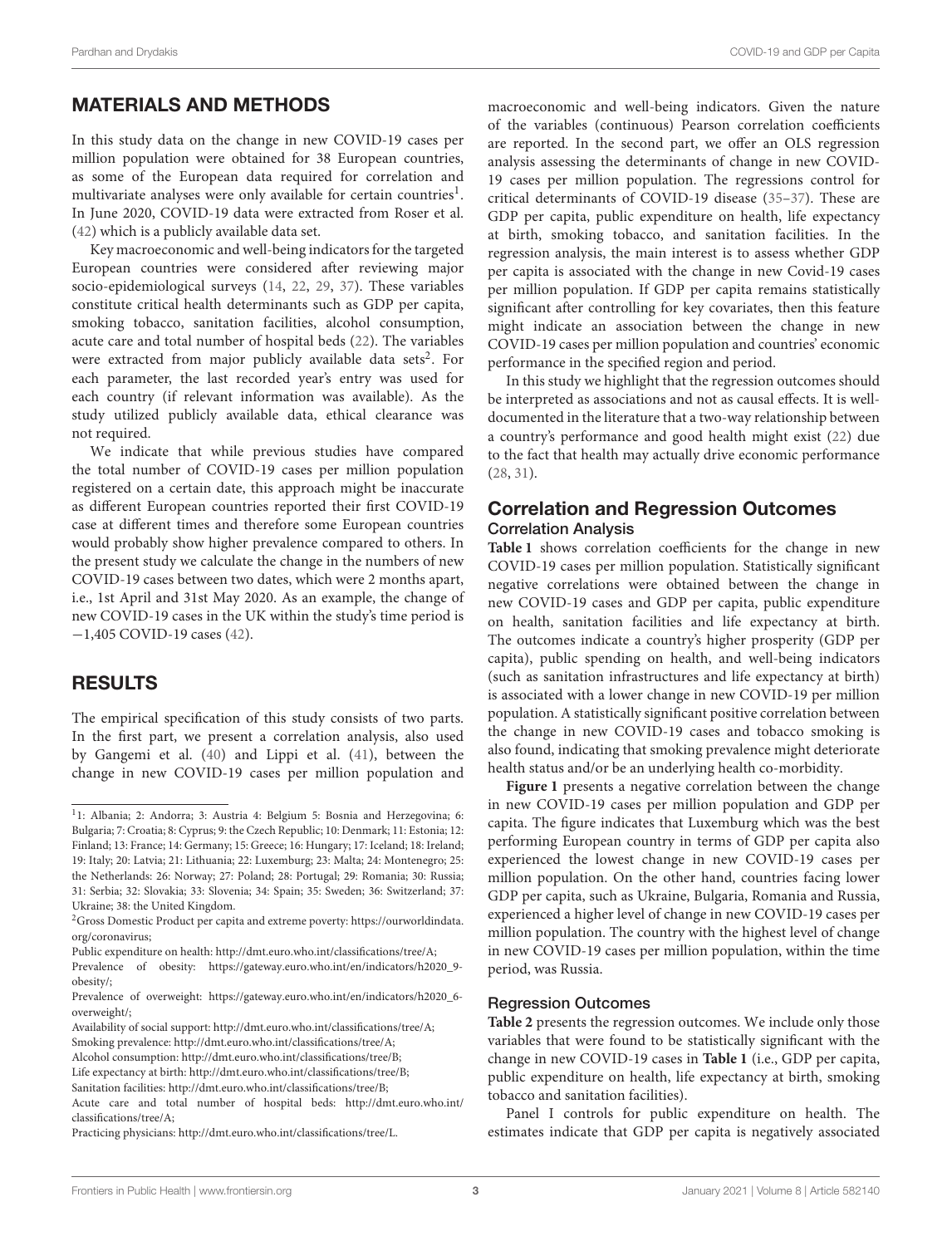## MATERIALS AND METHODS

In this study data on the change in new COVID-19 cases per million population were obtained for 38 European countries, as some of the European data required for correlation and multivariate analyses were only available for certain countries[1]. In June 2020, COVID-19 data were extracted from Roser et al. (42) which is a publicly available data set.

Key macroeconomic and well-being indicators for the targeted European countries were considered after reviewing major socio-epidemiological surveys (14, 22, 29, 37). These variables constitute critical health determinants such as GDP per capita, smoking tobacco, sanitation facilities, alcohol consumption, acute care and total number of hospital beds (22). The variables were extracted from major publicly available data sets[2]. For each parameter, the last recorded year's entry was used for each country (if relevant information was available). As the study utilized publicly available data, ethical clearance was not required.

We indicate that while previous studies have compared the total number of COVID-19 cases per million population registered on a certain date, this approach might be inaccurate as different European countries reported their first COVID-19 case at different times and therefore some European countries would probably show higher prevalence compared to others. In the present study we calculate the change in the numbers of new COVID-19 cases between two dates, which were 2 months apart, i.e., 1st April and 31st May 2020. As an example, the change of new COVID-19 cases in the UK within the study's time period is −1,405 COVID-19 cases (42).

## RESULTS

The empirical specification of this study consists of two parts. In the first part, we present a correlation analysis, also used by Gangemi et al. (40) and Lippi et al. (41), between the change in new COVID-19 cases per million population and macroeconomic and well-being indicators. Given the nature of the variables (continuous) Pearson correlation coefficients are reported. In the second part, we offer an OLS regression analysis assessing the determinants of change in new COVID-19 cases per million population. The regressions control for critical determinants of COVID-19 disease (35–37). These are GDP per capita, public expenditure on health, life expectancy at birth, smoking tobacco, and sanitation facilities. In the regression analysis, the main interest is to assess whether GDP per capita is associated with the change in new Covid-19 cases per million population. If GDP per capita remains statistically significant after controlling for key covariates, then this feature might indicate an association between the change in new COVID-19 cases per million population and countries' economic performance in the specified region and period.

In this study we highlight that the regression outcomes should be interpreted as associations and not as causal effects. It is well-documented in the literature that a two-way relationship between a country's performance and good health might exist (22) due to the fact that health may actually drive economic performance (28, 31).

## Correlation and Regression Outcomes

### Correlation Analysis

**Table 1** shows correlation coefficients for the change in new COVID-19 cases per million population. Statistically significant negative correlations were obtained between the change in new COVID-19 cases and GDP per capita, public expenditure on health, sanitation facilities and life expectancy at birth. The outcomes indicate a country's higher prosperity (GDP per capita), public spending on health, and well-being indicators (such as sanitation infrastructures and life expectancy at birth) is associated with a lower change in new COVID-19 per million population. A statistically significant positive correlation between the change in new COVID-19 cases and tobacco smoking is also found, indicating that smoking prevalence might deteriorate health status and/or be an underlying health co-morbidity.

**Figure 1** presents a negative correlation between the change in new COVID-19 cases per million population and GDP per capita. The figure indicates that Luxemburg which was the best performing European country in terms of GDP per capita also experienced the lowest change in new COVID-19 cases per million population. On the other hand, countries facing lower GDP per capita, such as Ukraine, Bulgaria, Romania and Russia, experienced a higher level of change in new COVID-19 cases per million population. The country with the highest level of change in new COVID-19 cases per million population, within the time period, was Russia.

### Regression Outcomes

**Table 2** presents the regression outcomes. We include only those variables that were found to be statistically significant with the change in new COVID-19 cases in **Table 1** (i.e., GDP per capita, public expenditure on health, life expectancy at birth, smoking tobacco and sanitation facilities).

Panel I controls for public expenditure on health. The estimates indicate that GDP per capita is negatively associated

---

[1] 1: Albania; 2: Andorra; 3: Austria 4: Belgium 5: Bosnia and Herzegovina; 6: Bulgaria; 7: Croatia; 8: Cyprus; 9: the Czech Republic; 10: Denmark; 11: Estonia; 12: Finland; 13: France; 14: Germany; 15: Greece; 16: Hungary; 17: Iceland; 18: Ireland; 19: Italy; 20: Latvia; 21: Lithuania; 22: Luxemburg; 23: Malta; 24: Montenegro; 25: the Netherlands: 26: Norway; 27: Poland; 28: Portugal; 29: Romania; 30: Russia; 31: Serbia; 32: Slovakia; 33: Slovenia; 34: Spain; 35: Sweden; 36: Switzerland; 37: Ukraine; 38: the United Kingdom.

[2] Gross Domestic Product per capita and extreme poverty: https://ourworldindata.org/coronavirus;

Public expenditure on health: http://dmt.euro.who.int/classifications/tree/A;

Prevalence of obesity: https://gateway.euro.who.int/en/indicators/h2020_9-obesity/;

Prevalence of overweight: https://gateway.euro.who.int/en/indicators/h2020_6-overweight/;

Availability of social support: http://dmt.euro.who.int/classifications/tree/A;

Smoking prevalence: http://dmt.euro.who.int/classifications/tree/A;

Alcohol consumption: http://dmt.euro.who.int/classifications/tree/B;

Life expectancy at birth: http://dmt.euro.who.int/classifications/tree/B;

Sanitation facilities: http://dmt.euro.who.int/classifications/tree/B;

Acute care and total number of hospital beds: http://dmt.euro.who.int/classifications/tree/A;

Practicing physicians: http://dmt.euro.who.int/classifications/tree/L.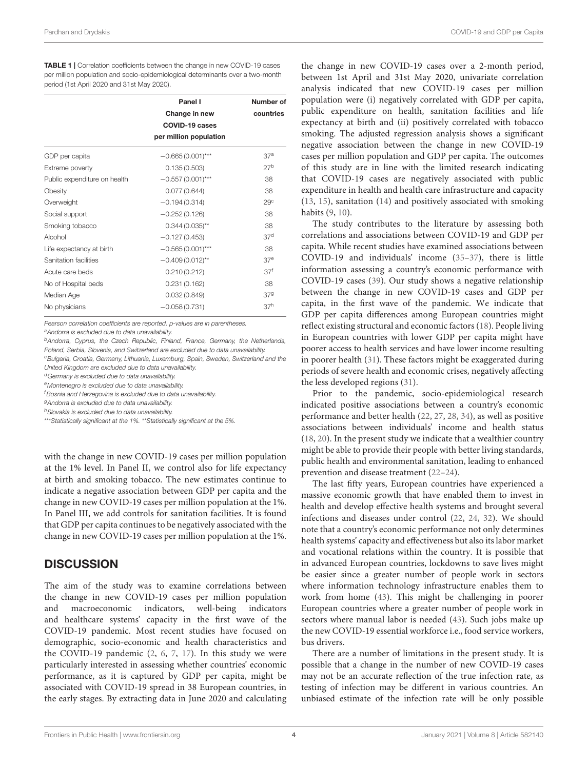**TABLE 1** | Correlation coefficients between the change in new COVID-19 cases per million population and socio-epidemiological determinants over a two-month period (1st April 2020 and 31st May 2020).

| | Panel I Change in new COVID-19 cases per million population | Number of countries |
|---|---|---|
| GDP per capita | −0.665 (0.001)*** | 37[a] |
| Extreme poverty | 0.135 (0.503) | 27[b] |
| Public expenditure on health | −0.557 (0.001)*** | 38 |
| Obesity | 0.077 (0.644) | 38 |
| Overweight | −0.194 (0.314) | 29[c] |
| Social support | −0.252 (0.126) | 38 |
| Smoking tobacco | 0.344 (0.035)** | 38 |
| Alcohol | −0.127 (0.453) | 37[d] |
| Life expectancy at birth | −0.565 (0.001)*** | 38 |
| Sanitation facilities | −0.409 (0.012)** | 37[e] |
| Acute care beds | 0.210 (0.212) | 37[f] |
| No of Hospital beds | 0.231 (0.162) | 38 |
| Median Age | 0.032 (0.849) | 37[g] |
| No physicians | −0.058 (0.731) | 37[h] |

*Pearson correlation coefficients are reported. p-values are in parentheses.*
[a]*Andorra is excluded due to data unavailability.*
[b]*Andorra, Cyprus, the Czech Republic, Finland, France, Germany, the Netherlands, Poland, Serbia, Slovenia, and Switzerland are excluded due to data unavailability.*
[c]*Bulgaria, Croatia, Germany, Lithuania, Luxemburg, Spain, Sweden, Switzerland and the United Kingdom are excluded due to data unavailability.*
[d]*Germany is excluded due to data unavailability.*
[e]*Montenegro is excluded due to data unavailability.*
[f]*Bosnia and Herzegovina is excluded due to data unavailability.*
[g]*Andorra is excluded due to data unavailability.*
[h]*Slovakia is excluded due to data unavailability.*
****Statistically significant at the 1%. **Statistically significant at the 5%.*

with the change in new COVID-19 cases per million population at the 1% level. In Panel II, we control also for life expectancy at birth and smoking tobacco. The new estimates continue to indicate a negative association between GDP per capita and the change in new COVID-19 cases per million population at the 1%. In Panel III, we add controls for sanitation facilities. It is found that GDP per capita continues to be negatively associated with the change in new COVID-19 cases per million population at the 1%.

## DISCUSSION

The aim of the study was to examine correlations between the change in new COVID-19 cases per million population and macroeconomic indicators, well-being indicators and healthcare systems' capacity in the first wave of the COVID-19 pandemic. Most recent studies have focused on demographic, socio-economic and health characteristics and the COVID-19 pandemic (2, 6, 7, 17). In this study we were particularly interested in assessing whether countries' economic performance, as it is captured by GDP per capita, might be associated with COVID-19 spread in 38 European countries, in the early stages. By extracting data in June 2020 and calculating the change in new COVID-19 cases over a 2-month period, between 1st April and 31st May 2020, univariate correlation analysis indicated that new COVID-19 cases per million population were (i) negatively correlated with GDP per capita, public expenditure on health, sanitation facilities and life expectancy at birth and (ii) positively correlated with tobacco smoking. The adjusted regression analysis shows a significant negative association between the change in new COVID-19 cases per million population and GDP per capita. The outcomes of this study are in line with the limited research indicating that COVID-19 cases are negatively associated with public expenditure in health and health care infrastructure and capacity (13, 15), sanitation (14) and positively associated with smoking habits (9, 10).

The study contributes to the literature by assessing both correlations and associations between COVID-19 and GDP per capita. While recent studies have examined associations between COVID-19 and individuals' income (35–37), there is little information assessing a country's economic performance with COVID-19 cases (39). Our study shows a negative relationship between the change in new COVID-19 cases and GDP per capita, in the first wave of the pandemic. We indicate that GDP per capita differences among European countries might reflect existing structural and economic factors (18). People living in European countries with lower GDP per capita might have poorer access to health services and have lower income resulting in poorer health (31). These factors might be exaggerated during periods of severe health and economic crises, negatively affecting the less developed regions (31).

Prior to the pandemic, socio-epidemiological research indicated positive associations between a country's economic performance and better health (22, 27, 28, 34), as well as positive associations between individuals' income and health status (18, 20). In the present study we indicate that a wealthier country might be able to provide their people with better living standards, public health and environmental sanitation, leading to enhanced prevention and disease treatment (22–24).

The last fifty years, European countries have experienced a massive economic growth that have enabled them to invest in health and develop effective health systems and brought several infections and diseases under control (22, 24, 32). We should note that a country's economic performance not only determines health systems' capacity and effectiveness but also its labor market and vocational relations within the country. It is possible that in advanced European countries, lockdowns to save lives might be easier since a greater number of people work in sectors where information technology infrastructure enables them to work from home (43). This might be challenging in poorer European countries where a greater number of people work in sectors where manual labor is needed (43). Such jobs make up the new COVID-19 essential workforce i.e., food service workers, bus drivers.

There are a number of limitations in the present study. It is possible that a change in the number of new COVID-19 cases may not be an accurate reflection of the true infection rate, as testing of infection may be different in various countries. An unbiased estimate of the infection rate will be only possible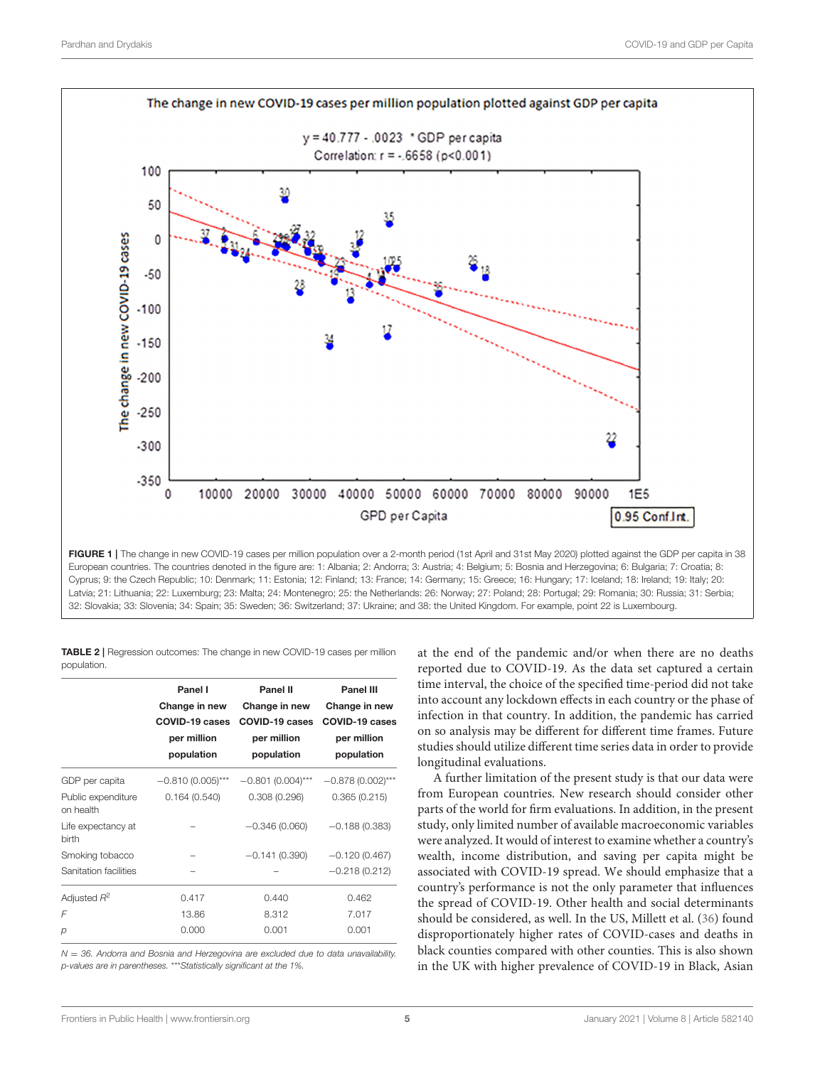FIGURE 1 | The change in new COVID-19 cases per million population over a 2-month period (1st April and 31st May 2020) plotted against the GDP per capita in 38 European countries. The countries denoted in the figure are: 1: Albania; 2: Andorra; 3: Austria; 4: Belgium; 5: Bosnia and Herzegovina; 6: Bulgaria; 7: Croatia; 8: Cyprus; 9: the Czech Republic; 10: Denmark; 11: Estonia; 12: Finland; 13: France; 14: Germany; 15: Greece; 16: Hungary; 17: Iceland; 18: Ireland; 19: Italy; 20: Latvia; 21: Lithuania; 22: Luxemburg; 23: Malta; 24: Montenegro; 25: the Netherlands: 26: Norway; 27: Poland; 28: Portugal; 29: Romania; 30: Russia; 31: Serbia; 32: Slovakia; 33: Slovenia; 34: Spain; 35: Sweden; 36: Switzerland; 37: Ukraine; and 38: the United Kingdom. For example, point 22 is Luxembourg.

**TABLE 2** | Regression outcomes: The change in new COVID-19 cases per million population.

| | Panel I Change in new COVID-19 cases per million population | Panel II Change in new COVID-19 cases per million population | Panel III Change in new COVID-19 cases per million population |
|---|---|---|---|
| GDP per capita | −0.810 (0.005)*** | −0.801 (0.004)*** | −0.878 (0.002)*** |
| Public expenditure on health | 0.164 (0.540) | 0.308 (0.296) | 0.365 (0.215) |
| Life expectancy at birth | – | −0.346 (0.060) | −0.188 (0.383) |
| Smoking tobacco | – | −0.141 (0.390) | −0.120 (0.467) |
| Sanitation facilities | – | – | −0.218 (0.212) |
| Adjusted $R^2$ | 0.417 | 0.440 | 0.462 |
| $F$ | 13.86 | 8.312 | 7.017 |
| $p$ | 0.000 | 0.001 | 0.001 |

*N = 36. Andorra and Bosnia and Herzegovina are excluded due to data unavailability. p-values are in parentheses. \*\*\*Statistically significant at the 1%.*

at the end of the pandemic and/or when there are no deaths reported due to COVID-19. As the data set captured a certain time interval, the choice of the specified time-period did not take into account any lockdown effects in each country or the phase of infection in that country. In addition, the pandemic has carried on so analysis may be different for different time frames. Future studies should utilize different time series data in order to provide longitudinal evaluations.

A further limitation of the present study is that our data were from European countries. New research should consider other parts of the world for firm evaluations. In addition, in the present study, only limited number of available macroeconomic variables were analyzed. It would of interest to examine whether a country's wealth, income distribution, and saving per capita might be associated with COVID-19 spread. We should emphasize that a country's performance is not the only parameter that influences the spread of COVID-19. Other health and social determinants should be considered, as well. In the US, Millett et al. (36) found disproportionately higher rates of COVID-cases and deaths in black counties compared with other counties. This is also shown in the UK with higher prevalence of COVID-19 in Black, Asian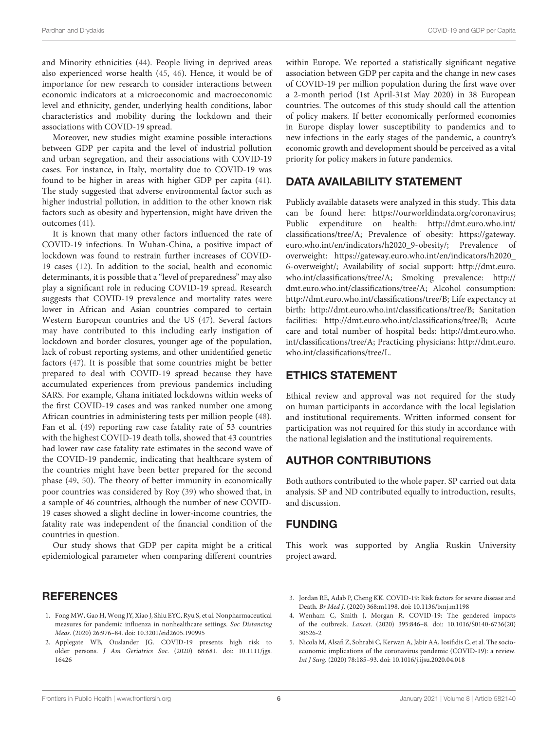and Minority ethnicities (44). People living in deprived areas also experienced worse health (45, 46). Hence, it would be of importance for new research to consider interactions between economic indicators at a microeconomic and macroeconomic level and ethnicity, gender, underlying health conditions, labor characteristics and mobility during the lockdown and their associations with COVID-19 spread.

Moreover, new studies might examine possible interactions between GDP per capita and the level of industrial pollution and urban segregation, and their associations with COVID-19 cases. For instance, in Italy, mortality due to COVID-19 was found to be higher in areas with higher GDP per capita (41). The study suggested that adverse environmental factor such as higher industrial pollution, in addition to the other known risk factors such as obesity and hypertension, might have driven the outcomes (41).

It is known that many other factors influenced the rate of COVID-19 infections. In Wuhan-China, a positive impact of lockdown was found to restrain further increases of COVID-19 cases (12). In addition to the social, health and economic determinants, it is possible that a "level of preparedness" may also play a significant role in reducing COVID-19 spread. Research suggests that COVID-19 prevalence and mortality rates were lower in African and Asian countries compared to certain Western European countries and the US (47). Several factors may have contributed to this including early instigation of lockdown and border closures, younger age of the population, lack of robust reporting systems, and other unidentified genetic factors (47). It is possible that some countries might be better prepared to deal with COVID-19 spread because they have accumulated experiences from previous pandemics including SARS. For example, Ghana initiated lockdowns within weeks of the first COVID-19 cases and was ranked number one among African countries in administering tests per million people (48). Fan et al. (49) reporting raw case fatality rate of 53 countries with the highest COVID-19 death tolls, showed that 43 countries had lower raw case fatality rate estimates in the second wave of the COVID-19 pandemic, indicating that healthcare system of the countries might have been better prepared for the second phase (49, 50). The theory of better immunity in economically poor countries was considered by Roy (39) who showed that, in a sample of 46 countries, although the number of new COVID-19 cases showed a slight decline in lower-income countries, the fatality rate was independent of the financial condition of the countries in question.

Our study shows that GDP per capita might be a critical epidemiological parameter when comparing different countries within Europe. We reported a statistically significant negative association between GDP per capita and the change in new cases of COVID-19 per million population during the first wave over a 2-month period (1st April-31st May 2020) in 38 European countries. The outcomes of this study should call the attention of policy makers. If better economically performed economies in Europe display lower susceptibility to pandemics and to new infections in the early stages of the pandemic, a country's economic growth and development should be perceived as a vital priority for policy makers in future pandemics.

## DATA AVAILABILITY STATEMENT

Publicly available datasets were analyzed in this study. This data can be found here: https://ourworldindata.org/coronavirus; Public expenditure on health: http://dmt.euro.who.int/classifications/tree/A; Prevalence of obesity: https://gateway.euro.who.int/en/indicators/h2020_9-obesity/; Prevalence of overweight: https://gateway.euro.who.int/en/indicators/h2020_6-overweight/; Availability of social support: http://dmt.euro.who.int/classifications/tree/A; Smoking prevalence: http://dmt.euro.who.int/classifications/tree/A; Alcohol consumption: http://dmt.euro.who.int/classifications/tree/B; Life expectancy at birth: http://dmt.euro.who.int/classifications/tree/B; Sanitation facilities: http://dmt.euro.who.int/classifications/tree/B; Acute care and total number of hospital beds: http://dmt.euro.who.int/classifications/tree/A; Practicing physicians: http://dmt.euro.who.int/classifications/tree/L.

## ETHICS STATEMENT

Ethical review and approval was not required for the study on human participants in accordance with the local legislation and institutional requirements. Written informed consent for participation was not required for this study in accordance with the national legislation and the institutional requirements.

## AUTHOR CONTRIBUTIONS

Both authors contributed to the whole paper. SP carried out data analysis. SP and ND contributed equally to introduction, results, and discussion.

## FUNDING

This work was supported by Anglia Ruskin University project award.

## REFERENCES

1. Fong MW, Gao H, Wong JY, Xiao J, Shiu EYC, Ryu S, et al. Nonpharmaceutical measures for pandemic influenza in nonhealthcare settings. *Soc Distancing Meas*. (2020) 26:976–84. doi: 10.3201/eid2605.190995
2. Applegate WB, Ouslander JG. COVID-19 presents high risk to older persons. *J Am Geriatrics Soc*. (2020) 68:681. doi: 10.1111/jgs.16426
3. Jordan RE, Adab P, Cheng KK. COVID-19: Risk factors for severe disease and Death. *Br Med J*. (2020) 368:m1198. doi: 10.1136/bmj.m1198
4. Wenham C, Smith J, Morgan R. COVID-19: The gendered impacts of the outbreak. *Lancet*. (2020) 395:846–8. doi: 10.1016/S0140-6736(20)30526-2
5. Nicola M, Alsafi Z, Sohrabi C, Kerwan A, Jabir AA, Iosifidis C, et al. The socio-economic implications of the coronavirus pandemic (COVID-19): a review. *Int J Surg*. (2020) 78:185–93. doi: 10.1016/j.ijsu.2020.04.018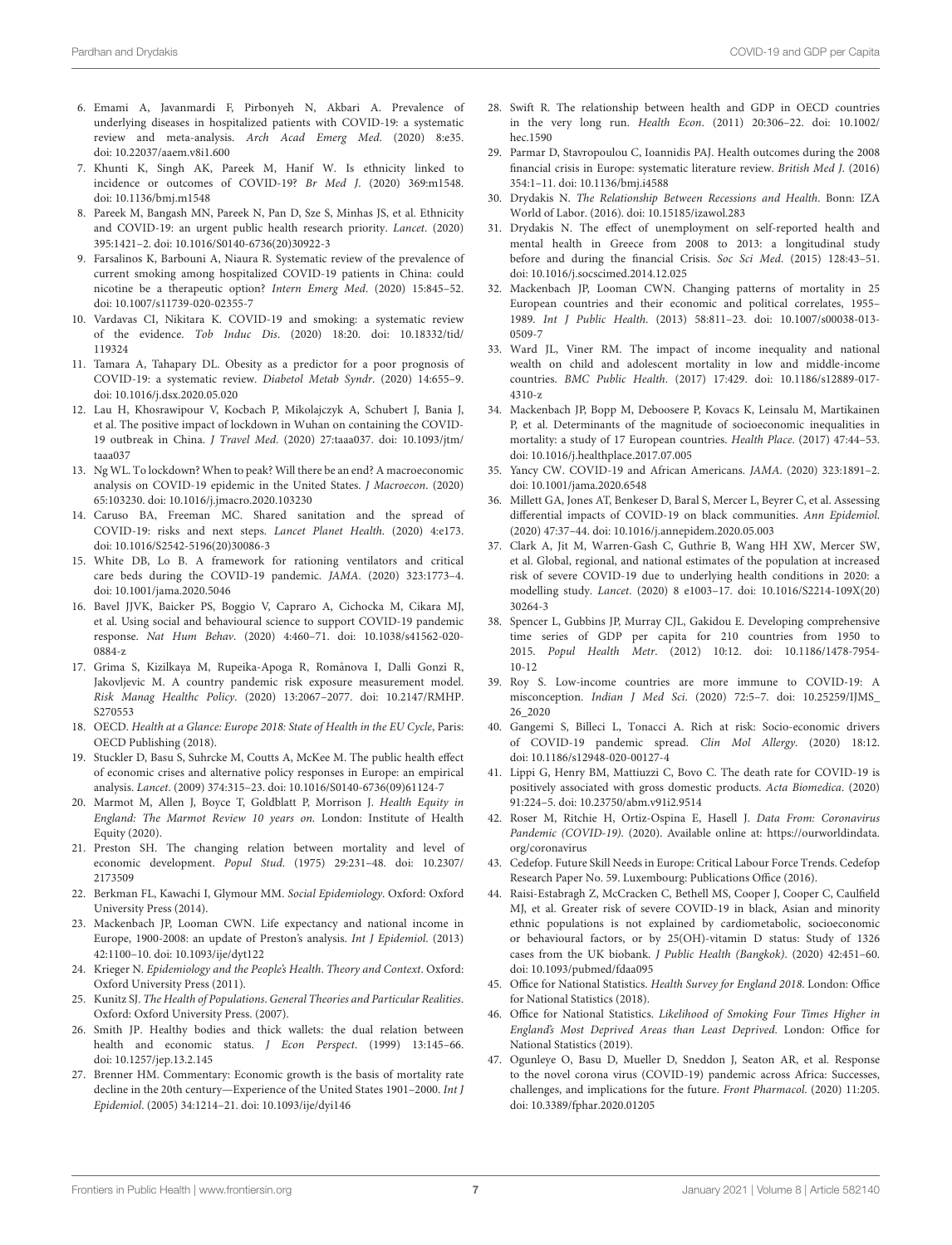6. Emami A, Javanmardi F, Pirbonyeh N, Akbari A. Prevalence of underlying diseases in hospitalized patients with COVID-19: a systematic review and meta-analysis. *Arch Acad Emerg Med*. (2020) 8:e35. doi: 10.22037/aaem.v8i1.600
7. Khunti K, Singh AK, Pareek M, Hanif W. Is ethnicity linked to incidence or outcomes of COVID-19? *Br Med J*. (2020) 369:m1548. doi: 10.1136/bmj.m1548
8. Pareek M, Bangash MN, Pareek N, Pan D, Sze S, Minhas JS, et al. Ethnicity and COVID-19: an urgent public health research priority. *Lancet*. (2020) 395:1421–2. doi: 10.1016/S0140-6736(20)30922-3
9. Farsalinos K, Barbouni A, Niaura R. Systematic review of the prevalence of current smoking among hospitalized COVID-19 patients in China: could nicotine be a therapeutic option? *Intern Emerg Med*. (2020) 15:845–52. doi: 10.1007/s11739-020-02355-7
10. Vardavas CI, Nikitara K. COVID-19 and smoking: a systematic review of the evidence. *Tob Induc Dis*. (2020) 18:20. doi: 10.18332/tid/119324
11. Tamara A, Tahapary DL. Obesity as a predictor for a poor prognosis of COVID-19: a systematic review. *Diabetol Metab Syndr*. (2020) 14:655–9. doi: 10.1016/j.dsx.2020.05.020
12. Lau H, Khosrawipour V, Kocbach P, Mikolajczyk A, Schubert J, Bania J, et al. The positive impact of lockdown in Wuhan on containing the COVID-19 outbreak in China. *J Travel Med*. (2020) 27:taaa037. doi: 10.1093/jtm/taaa037
13. Ng WL. To lockdown? When to peak? Will there be an end? A macroeconomic analysis on COVID-19 epidemic in the United States. *J Macroecon*. (2020) 65:103230. doi: 10.1016/j.jmacro.2020.103230
14. Caruso BA, Freeman MC. Shared sanitation and the spread of COVID-19: risks and next steps. *Lancet Planet Health*. (2020) 4:e173. doi: 10.1016/S2542-5196(20)30086-3
15. White DB, Lo B. A framework for rationing ventilators and critical care beds during the COVID-19 pandemic. *JAMA*. (2020) 323:1773–4. doi: 10.1001/jama.2020.5046
16. Bavel JJVK, Baicker PS, Boggio V, Capraro A, Cichocka M, Cikara MJ, et al. Using social and behavioural science to support COVID-19 pandemic response. *Nat Hum Behav*. (2020) 4:460–71. doi: 10.1038/s41562-020-0884-z
17. Grima S, Kizilkaya M, Rupeika-Apoga R, Romānova I, Dalli Gonzi R, Jakovljevic M. A country pandemic risk exposure measurement model. *Risk Manag Healthc Policy*. (2020) 13:2067–2077. doi: 10.2147/RMHP.S270553
18. OECD. *Health at a Glance: Europe 2018: State of Health in the EU Cycle*, Paris: OECD Publishing (2018).
19. Stuckler D, Basu S, Suhrcke M, Coutts A, McKee M. The public health effect of economic crises and alternative policy responses in Europe: an empirical analysis. *Lancet*. (2009) 374:315–23. doi: 10.1016/S0140-6736(09)61124-7
20. Marmot M, Allen J, Boyce T, Goldblatt P, Morrison J. *Health Equity in England: The Marmot Review 10 years on*. London: Institute of Health Equity (2020).
21. Preston SH. The changing relation between mortality and level of economic development. *Popul Stud*. (1975) 29:231–48. doi: 10.2307/2173509
22. Berkman FL, Kawachi I, Glymour MM. *Social Epidemiology*. Oxford: Oxford University Press (2014).
23. Mackenbach JP, Looman CWN. Life expectancy and national income in Europe, 1900-2008: an update of Preston's analysis. *Int J Epidemiol*. (2013) 42:1100–10. doi: 10.1093/ije/dyt122
24. Krieger N. *Epidemiology and the People's Health. Theory and Context*. Oxford: Oxford University Press (2011).
25. Kunitz SJ. *The Health of Populations. General Theories and Particular Realities*. Oxford: Oxford University Press. (2007).
26. Smith JP. Healthy bodies and thick wallets: the dual relation between health and economic status. *J Econ Perspect*. (1999) 13:145–66. doi: 10.1257/jep.13.2.145
27. Brenner HM. Commentary: Economic growth is the basis of mortality rate decline in the 20th century—Experience of the United States 1901–2000. *Int J Epidemiol*. (2005) 34:1214–21. doi: 10.1093/ije/dyi146
28. Swift R. The relationship between health and GDP in OECD countries in the very long run. *Health Econ*. (2011) 20:306–22. doi: 10.1002/hec.1590
29. Parmar D, Stavropoulou C, Ioannidis PAJ. Health outcomes during the 2008 financial crisis in Europe: systematic literature review. *British Med J*. (2016) 354:1–11. doi: 10.1136/bmj.i4588
30. Drydakis N. *The Relationship Between Recessions and Health*. Bonn: IZA World of Labor. (2016). doi: 10.15185/izawol.283
31. Drydakis N. The effect of unemployment on self-reported health and mental health in Greece from 2008 to 2013: a longitudinal study before and during the financial Crisis. *Soc Sci Med*. (2015) 128:43–51. doi: 10.1016/j.socscimed.2014.12.025
32. Mackenbach JP, Looman CWN. Changing patterns of mortality in 25 European countries and their economic and political correlates, 1955–1989. *Int J Public Health*. (2013) 58:811–23. doi: 10.1007/s00038-013-0509-7
33. Ward JL, Viner RM. The impact of income inequality and national wealth on child and adolescent mortality in low and middle-income countries. *BMC Public Health*. (2017) 17:429. doi: 10.1186/s12889-017-4310-z
34. Mackenbach JP, Bopp M, Deboosere P, Kovacs K, Leinsalu M, Martikainen P, et al. Determinants of the magnitude of socioeconomic inequalities in mortality: a study of 17 European countries. *Health Place*. (2017) 47:44–53. doi: 10.1016/j.healthplace.2017.07.005
35. Yancy CW. COVID-19 and African Americans. *JAMA*. (2020) 323:1891–2. doi: 10.1001/jama.2020.6548
36. Millett GA, Jones AT, Benkeser D, Baral S, Mercer L, Beyrer C, et al. Assessing differential impacts of COVID-19 on black communities. *Ann Epidemiol*. (2020) 47:37–44. doi: 10.1016/j.annepidem.2020.05.003
37. Clark A, Jit M, Warren-Gash C, Guthrie B, Wang HH XW, Mercer SW, et al. Global, regional, and national estimates of the population at increased risk of severe COVID-19 due to underlying health conditions in 2020: a modelling study. *Lancet*. (2020) 8 e1003–17. doi: 10.1016/S2214-109X(20)30264-3
38. Spencer L, Gubbins JP, Murray CJL, Gakidou E. Developing comprehensive time series of GDP per capita for 210 countries from 1950 to 2015. *Popul Health Metr*. (2012) 10:12. doi: 10.1186/1478-7954-10-12
39. Roy S. Low-income countries are more immune to COVID-19: A misconception. *Indian J Med Sci*. (2020) 72:5–7. doi: 10.25259/IJMS_26_2020
40. Gangemi S, Billeci L, Tonacci A. Rich at risk: Socio-economic drivers of COVID-19 pandemic spread. *Clin Mol Allergy*. (2020) 18:12. doi: 10.1186/s12948-020-00127-4
41. Lippi G, Henry BM, Mattiuzzi C, Bovo C. The death rate for COVID-19 is positively associated with gross domestic products. *Acta Biomedica*. (2020) 91:224–5. doi: 10.23750/abm.v91i2.9514
42. Roser M, Ritchie H, Ortiz-Ospina E, Hasell J. *Data From: Coronavirus Pandemic (COVID-19)*. (2020). Available online at: https://ourworldindata.org/coronavirus
43. Cedefop. Future Skill Needs in Europe: Critical Labour Force Trends. Cedefop Research Paper No. 59. Luxembourg: Publications Office (2016).
44. Raisi-Estabragh Z, McCracken C, Bethell MS, Cooper J, Cooper C, Caulfield MJ, et al. Greater risk of severe COVID-19 in black, Asian and minority ethnic populations is not explained by cardiometabolic, socioeconomic or behavioural factors, or by 25(OH)-vitamin D status: Study of 1326 cases from the UK biobank. *J Public Health (Bangkok)*. (2020) 42:451–60. doi: 10.1093/pubmed/fdaa095
45. Office for National Statistics. *Health Survey for England 2018*. London: Office for National Statistics (2018).
46. Office for National Statistics. *Likelihood of Smoking Four Times Higher in England's Most Deprived Areas than Least Deprived*. London: Office for National Statistics (2019).
47. Ogunleye O, Basu D, Mueller D, Sneddon J, Seaton AR, et al. Response to the novel corona virus (COVID-19) pandemic across Africa: Successes, challenges, and implications for the future. *Front Pharmacol*. (2020) 11:205. doi: 10.3389/fphar.2020.01205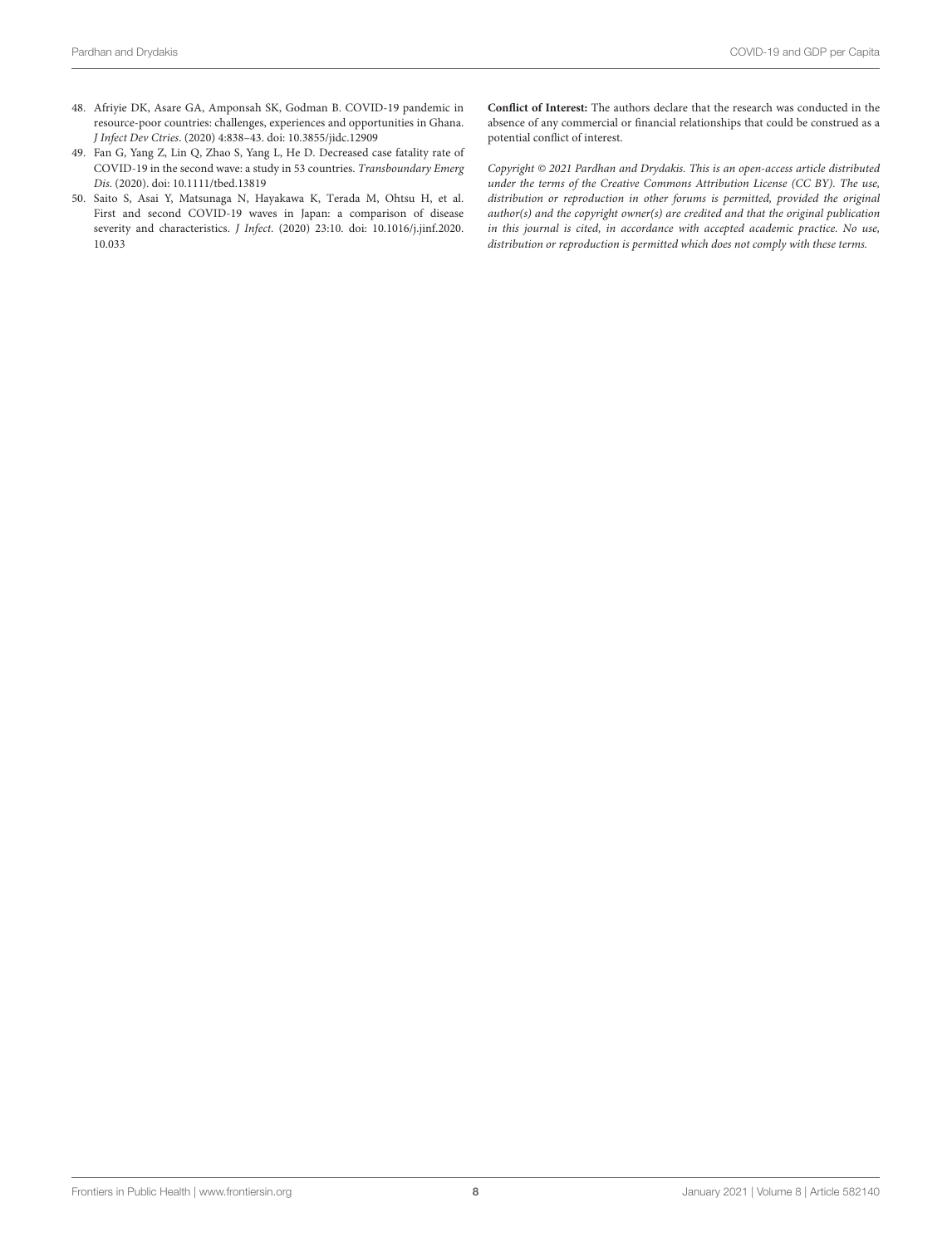48. Afriyie DK, Asare GA, Amponsah SK, Godman B. COVID-19 pandemic in resource-poor countries: challenges, experiences and opportunities in Ghana. *J Infect Dev Ctries*. (2020) 4:838–43. doi: 10.3855/jidc.12909
49. Fan G, Yang Z, Lin Q, Zhao S, Yang L, He D. Decreased case fatality rate of COVID-19 in the second wave: a study in 53 countries. *Transboundary Emerg Dis*. (2020). doi: 10.1111/tbed.13819
50. Saito S, Asai Y, Matsunaga N, Hayakawa K, Terada M, Ohtsu H, et al. First and second COVID-19 waves in Japan: a comparison of disease severity and characteristics. *J Infect*. (2020) 23:10. doi: 10.1016/j.jinf.2020.10.033

**Conflict of Interest:** The authors declare that the research was conducted in the absence of any commercial or financial relationships that could be construed as a potential conflict of interest.

*Copyright © 2021 Pardhan and Drydakis. This is an open-access article distributed under the terms of the Creative Commons Attribution License (CC BY). The use, distribution or reproduction in other forums is permitted, provided the original author(s) and the copyright owner(s) are credited and that the original publication in this journal is cited, in accordance with accepted academic practice. No use, distribution or reproduction is permitted which does not comply with these terms.*